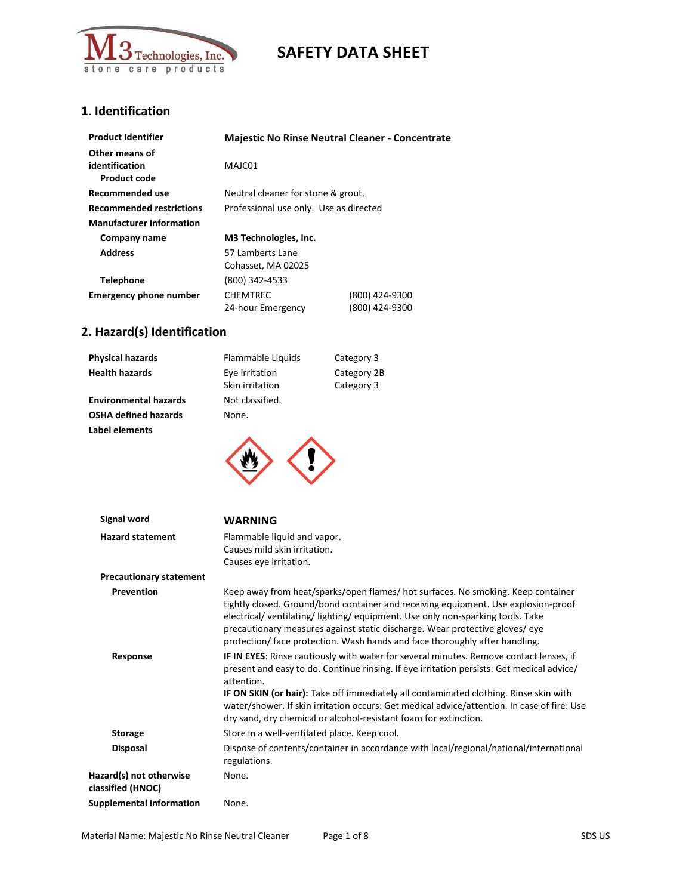# SAFETY DATA SHEET

## 1. Identification

| | | |
|---|---|---|
| **Product Identifier** | **Majestic No Rinse Neutral Cleaner - Concentrate** | |
| **Other means of identification** **Product code** | MAJC01 | |
| **Recommended use** | Neutral cleaner for stone & grout. | |
| **Recommended restrictions** | Professional use only. Use as directed | |
| **Manufacturer information** | | |
| **Company name** | **M3 Technologies, Inc.** | |
| **Address** | 57 Lamberts Lane<br>Cohasset, MA 02025 | |
| **Telephone** | (800) 342-4533 | |
| **Emergency phone number** | CHEMTREC<br>24-hour Emergency | (800) 424-9300<br>(800) 424-9300 |

## 2. Hazard(s) Identification

| | | |
|---|---|---|
| **Physical hazards** | Flammable Liquids | Category 3 |
| **Health hazards** | Eye irritation<br>Skin irritation | Category 2B<br>Category 3 |
| **Environmental hazards** | Not classified. | |
| **OSHA defined hazards** | None. | |
| **Label elements** | | |

**Signal word** **WARNING**

**Hazard statement**
Flammable liquid and vapor.
Causes mild skin irritation.
Causes eye irritation.

**Precautionary statement**

**Prevention**
Keep away from heat/sparks/open flames/ hot surfaces. No smoking. Keep container tightly closed. Ground/bond container and receiving equipment. Use explosion-proof electrical/ ventilating/ lighting/ equipment. Use only non-sparking tools. Take precautionary measures against static discharge. Wear protective gloves/ eye protection/ face protection. Wash hands and face thoroughly after handling.

**Response**
**IF IN EYES**: Rinse cautiously with water for several minutes. Remove contact lenses, if present and easy to do. Continue rinsing. If eye irritation persists: Get medical advice/ attention.
**IF ON SKIN (or hair):** Take off immediately all contaminated clothing. Rinse skin with water/shower. If skin irritation occurs: Get medical advice/attention. In case of fire: Use dry sand, dry chemical or alcohol-resistant foam for extinction.

**Storage**
Store in a well-ventilated place. Keep cool.

**Disposal**
Dispose of contents/container in accordance with local/regional/national/international regulations.

**Hazard(s) not otherwise classified (HNOC)** None.

**Supplemental information** None.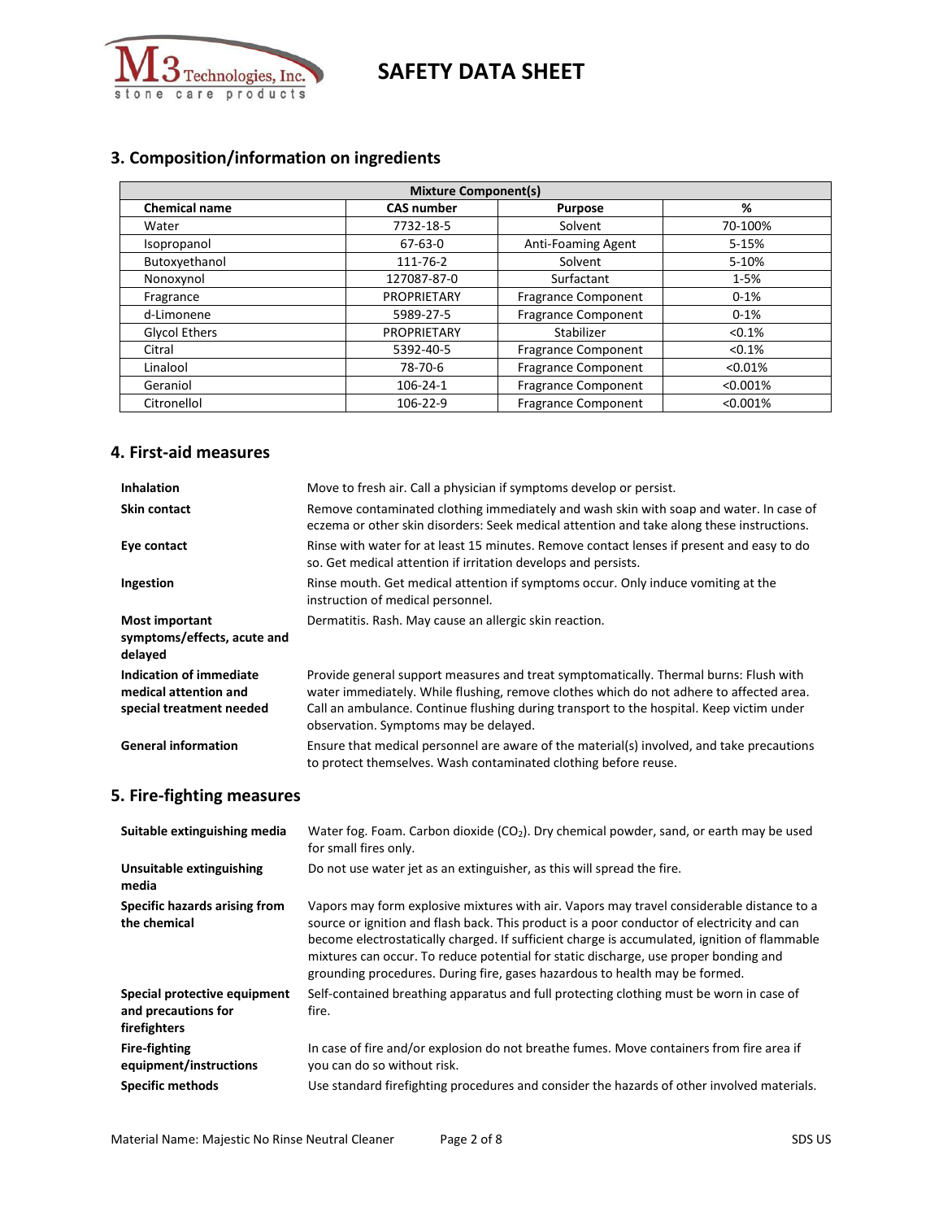## 3. Composition/information on ingredients

| Mixture Component(s) | | | |
|---|---|---|---|
| **Chemical name** | **CAS number** | **Purpose** | **%** |
| Water | 7732-18-5 | Solvent | 70-100% |
| Isopropanol | 67-63-0 | Anti-Foaming Agent | 5-15% |
| Butoxyethanol | 111-76-2 | Solvent | 5-10% |
| Nonoxynol | 127087-87-0 | Surfactant | 1-5% |
| Fragrance | PROPRIETARY | Fragrance Component | 0-1% |
| d-Limonene | 5989-27-5 | Fragrance Component | 0-1% |
| Glycol Ethers | PROPRIETARY | Stabilizer | <0.1% |
| Citral | 5392-40-5 | Fragrance Component | <0.1% |
| Linalool | 78-70-6 | Fragrance Component | <0.01% |
| Geraniol | 106-24-1 | Fragrance Component | <0.001% |
| Citronellol | 106-22-9 | Fragrance Component | <0.001% |

## 4. First-aid measures

**Inhalation**
Move to fresh air. Call a physician if symptoms develop or persist.

**Skin contact**
Remove contaminated clothing immediately and wash skin with soap and water. In case of eczema or other skin disorders: Seek medical attention and take along these instructions.

**Eye contact**
Rinse with water for at least 15 minutes. Remove contact lenses if present and easy to do so. Get medical attention if irritation develops and persists.

**Ingestion**
Rinse mouth. Get medical attention if symptoms occur. Only induce vomiting at the instruction of medical personnel.

**Most important symptoms/effects, acute and delayed**
Dermatitis. Rash. May cause an allergic skin reaction.

**Indication of immediate medical attention and special treatment needed**
Provide general support measures and treat symptomatically. Thermal burns: Flush with water immediately. While flushing, remove clothes which do not adhere to affected area. Call an ambulance. Continue flushing during transport to the hospital. Keep victim under observation. Symptoms may be delayed.

**General information**
Ensure that medical personnel are aware of the material(s) involved, and take precautions to protect themselves. Wash contaminated clothing before reuse.

## 5. Fire-fighting measures

**Suitable extinguishing media**
Water fog. Foam. Carbon dioxide ($CO_2$). Dry chemical powder, sand, or earth may be used for small fires only.

**Unsuitable extinguishing media**
Do not use water jet as an extinguisher, as this will spread the fire.

**Specific hazards arising from the chemical**
Vapors may form explosive mixtures with air. Vapors may travel considerable distance to a source or ignition and flash back. This product is a poor conductor of electricity and can become electrostatically charged. If sufficient charge is accumulated, ignition of flammable mixtures can occur. To reduce potential for static discharge, use proper bonding and grounding procedures. During fire, gases hazardous to health may be formed.

**Special protective equipment and precautions for firefighters**
Self-contained breathing apparatus and full protecting clothing must be worn in case of fire.

**Fire-fighting equipment/instructions**
In case of fire and/or explosion do not breathe fumes. Move containers from fire area if you can do so without risk.

**Specific methods**
Use standard firefighting procedures and consider the hazards of other involved materials.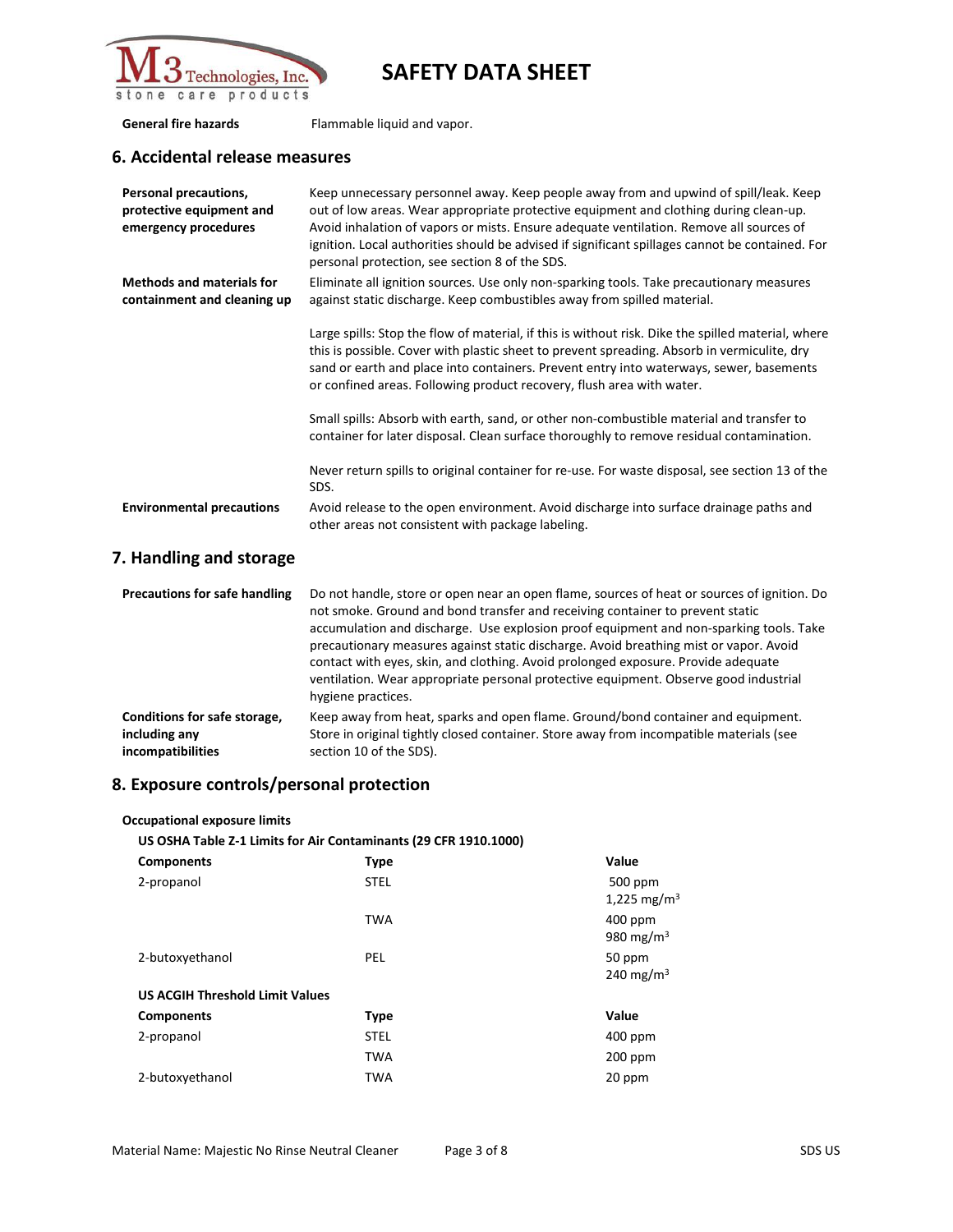| | |
|---|---|
| **General fire hazards** | Flammable liquid and vapor. |

## 6. Accidental release measures

| | |
|---|---|
| **Personal precautions, protective equipment and emergency procedures** | Keep unnecessary personnel away. Keep people away from and upwind of spill/leak. Keep out of low areas. Wear appropriate protective equipment and clothing during clean-up. Avoid inhalation of vapors or mists. Ensure adequate ventilation. Remove all sources of ignition. Local authorities should be advised if significant spillages cannot be contained. For personal protection, see section 8 of the SDS. |
| **Methods and materials for containment and cleaning up** | Eliminate all ignition sources. Use only non-sparking tools. Take precautionary measures against static discharge. Keep combustibles away from spilled material.<br><br>Large spills: Stop the flow of material, if this is without risk. Dike the spilled material, where this is possible. Cover with plastic sheet to prevent spreading. Absorb in vermiculite, dry sand or earth and place into containers. Prevent entry into waterways, sewer, basements or confined areas. Following product recovery, flush area with water.<br><br>Small spills: Absorb with earth, sand, or other non-combustible material and transfer to container for later disposal. Clean surface thoroughly to remove residual contamination.<br><br>Never return spills to original container for re-use. For waste disposal, see section 13 of the SDS. |
| **Environmental precautions** | Avoid release to the open environment. Avoid discharge into surface drainage paths and other areas not consistent with package labeling. |

## 7. Handling and storage

| | |
|---|---|
| **Precautions for safe handling** | Do not handle, store or open near an open flame, sources of heat or sources of ignition. Do not smoke. Ground and bond transfer and receiving container to prevent static accumulation and discharge. Use explosion proof equipment and non-sparking tools. Take precautionary measures against static discharge. Avoid breathing mist or vapor. Avoid contact with eyes, skin, and clothing. Avoid prolonged exposure. Provide adequate ventilation. Wear appropriate personal protective equipment. Observe good industrial hygiene practices. |
| **Conditions for safe storage, including any incompatibilities** | Keep away from heat, sparks and open flame. Ground/bond container and equipment. Store in original tightly closed container. Store away from incompatible materials (see section 10 of the SDS). |

## 8. Exposure controls/personal protection

**Occupational exposure limits**

**US OSHA Table Z-1 Limits for Air Contaminants (29 CFR 1910.1000)**

| **Components** | **Type** | **Value** |
|---|---|---|
| 2-propanol | STEL | 500 ppm<br>1,225 $mg/m^3$ |
| | TWA | 400 ppm<br>980 $mg/m^3$ |
| 2-butoxyethanol | PEL | 50 ppm<br>240 $mg/m^3$ |

**US ACGIH Threshold Limit Values**

| **Components** | **Type** | **Value** |
|---|---|---|
| 2-propanol | STEL | 400 ppm |
| | TWA | 200 ppm |
| 2-butoxyethanol | TWA | 20 ppm |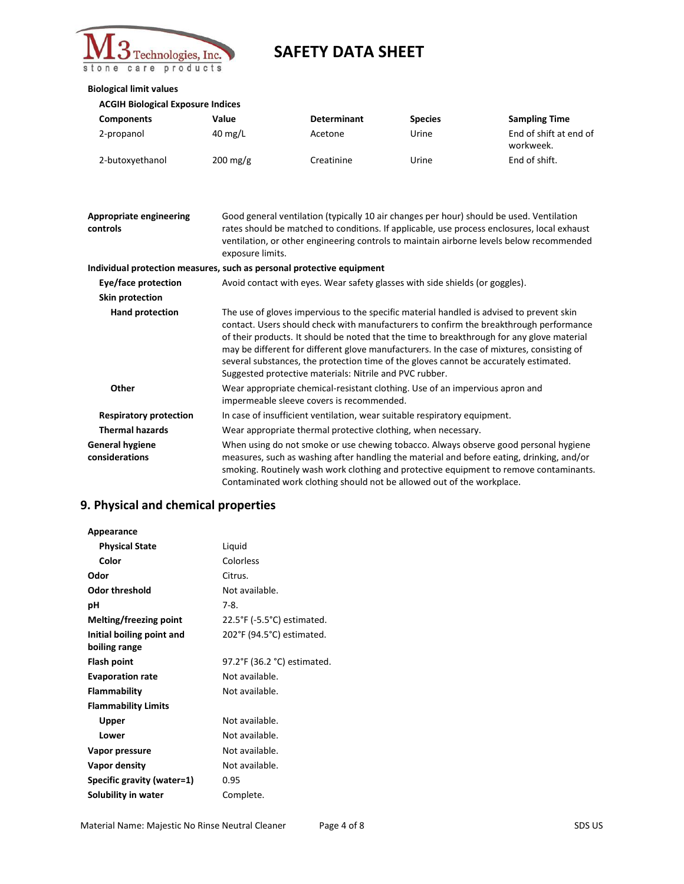**Biological limit values**

**ACGIH Biological Exposure Indices**

| Components | Value | Determinant | Species | Sampling Time |
|---|---|---|---|---|
| 2-propanol | 40 mg/L | Acetone | Urine | End of shift at end of workweek. |
| 2-butoxyethanol | 200 mg/g | Creatinine | Urine | End of shift. |

**Appropriate engineering controls**
Good general ventilation (typically 10 air changes per hour) should be used. Ventilation rates should be matched to conditions. If applicable, use process enclosures, local exhaust ventilation, or other engineering controls to maintain airborne levels below recommended exposure limits.

**Individual protection measures, such as personal protective equipment**

**Eye/face protection**
Avoid contact with eyes. Wear safety glasses with side shields (or goggles).

**Skin protection**

**Hand protection**
The use of gloves impervious to the specific material handled is advised to prevent skin contact. Users should check with manufacturers to confirm the breakthrough performance of their products. It should be noted that the time to breakthrough for any glove material may be different for different glove manufacturers. In the case of mixtures, consisting of several substances, the protection time of the gloves cannot be accurately estimated. Suggested protective materials: Nitrile and PVC rubber.

**Other**
Wear appropriate chemical-resistant clothing. Use of an impervious apron and impermeable sleeve covers is recommended.

**Respiratory protection**
In case of insufficient ventilation, wear suitable respiratory equipment.

**Thermal hazards**
Wear appropriate thermal protective clothing, when necessary.

**General hygiene considerations**
When using do not smoke or use chewing tobacco. Always observe good personal hygiene measures, such as washing after handling the material and before eating, drinking, and/or smoking. Routinely wash work clothing and protective equipment to remove contaminants. Contaminated work clothing should not be allowed out of the workplace.

## 9. Physical and chemical properties

**Appearance**

| | |
|---|---|
| **Physical State** | Liquid |
| **Color** | Colorless |
| **Odor** | Citrus. |
| **Odor threshold** | Not available. |
| **pH** | 7-8. |
| **Melting/freezing point** | 22.5°F (-5.5°C) estimated. |
| **Initial boiling point and boiling range** | 202°F (94.5°C) estimated. |
| **Flash point** | 97.2°F (36.2 °C) estimated. |
| **Evaporation rate** | Not available. |
| **Flammability** | Not available. |
| **Flammability Limits** | |
| **Upper** | Not available. |
| **Lower** | Not available. |
| **Vapor pressure** | Not available. |
| **Vapor density** | Not available. |
| **Specific gravity (water=1)** | 0.95 |
| **Solubility in water** | Complete. |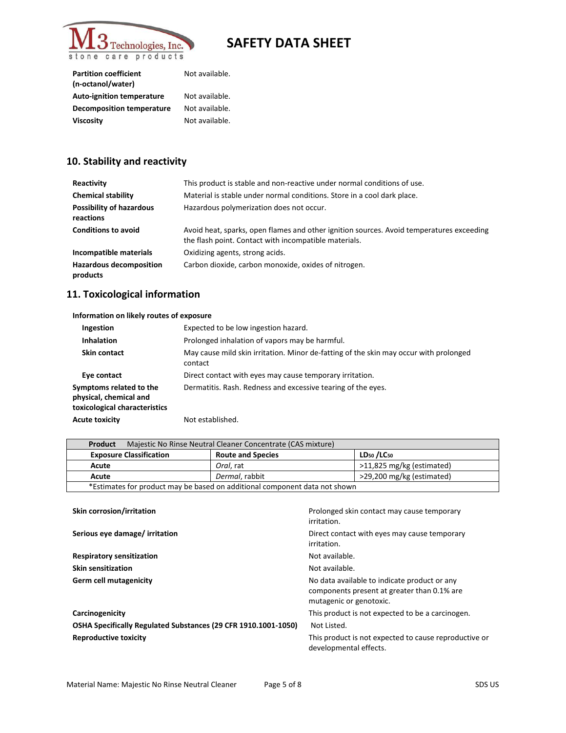| | |
|---|---|
| **Partition coefficient (n-octanol/water)** | Not available. |
| **Auto-ignition temperature** | Not available. |
| **Decomposition temperature** | Not available. |
| **Viscosity** | Not available. |

## 10. Stability and reactivity

| | |
|---|---|
| **Reactivity** | This product is stable and non-reactive under normal conditions of use. |
| **Chemical stability** | Material is stable under normal conditions. Store in a cool dark place. |
| **Possibility of hazardous reactions** | Hazardous polymerization does not occur. |
| **Conditions to avoid** | Avoid heat, sparks, open flames and other ignition sources. Avoid temperatures exceeding the flash point. Contact with incompatible materials. |
| **Incompatible materials** | Oxidizing agents, strong acids. |
| **Hazardous decomposition products** | Carbon dioxide, carbon monoxide, oxides of nitrogen. |

## 11. Toxicological information

**Information on likely routes of exposure**

| | |
|---|---|
| **Ingestion** | Expected to be low ingestion hazard. |
| **Inhalation** | Prolonged inhalation of vapors may be harmful. |
| **Skin contact** | May cause mild skin irritation. Minor de-fatting of the skin may occur with prolonged contact |
| **Eye contact** | Direct contact with eyes may cause temporary irritation. |
| **Symptoms related to the physical, chemical and toxicological characteristics** | Dermatitis. Rash. Redness and excessive tearing of the eyes. |
| **Acute toxicity** | Not established. |

| **Product** Majestic No Rinse Neutral Cleaner Concentrate (CAS mixture) | | |
|---|---|---|
| **Exposure Classification** | **Route and Species** | **$LD_{50}$ / $LC_{50}$** |
| **Acute** | *Oral*, rat | >11,825 mg/kg (estimated) |
| **Acute** | *Dermal*, rabbit | >29,200 mg/kg (estimated) |
| *Estimates for product may be based on additional component data not shown | | |

| | |
|---|---|
| **Skin corrosion/irritation** | Prolonged skin contact may cause temporary irritation. |
| **Serious eye damage/ irritation** | Direct contact with eyes may cause temporary irritation. |
| **Respiratory sensitization** | Not available. |
| **Skin sensitization** | Not available. |
| **Germ cell mutagenicity** | No data available to indicate product or any components present at greater than 0.1% are mutagenic or genotoxic. |
| **Carcinogenicity** | This product is not expected to be a carcinogen. |
| **OSHA Specifically Regulated Substances (29 CFR 1910.1001-1050)** | Not Listed. |
| **Reproductive toxicity** | This product is not expected to cause reproductive or developmental effects. |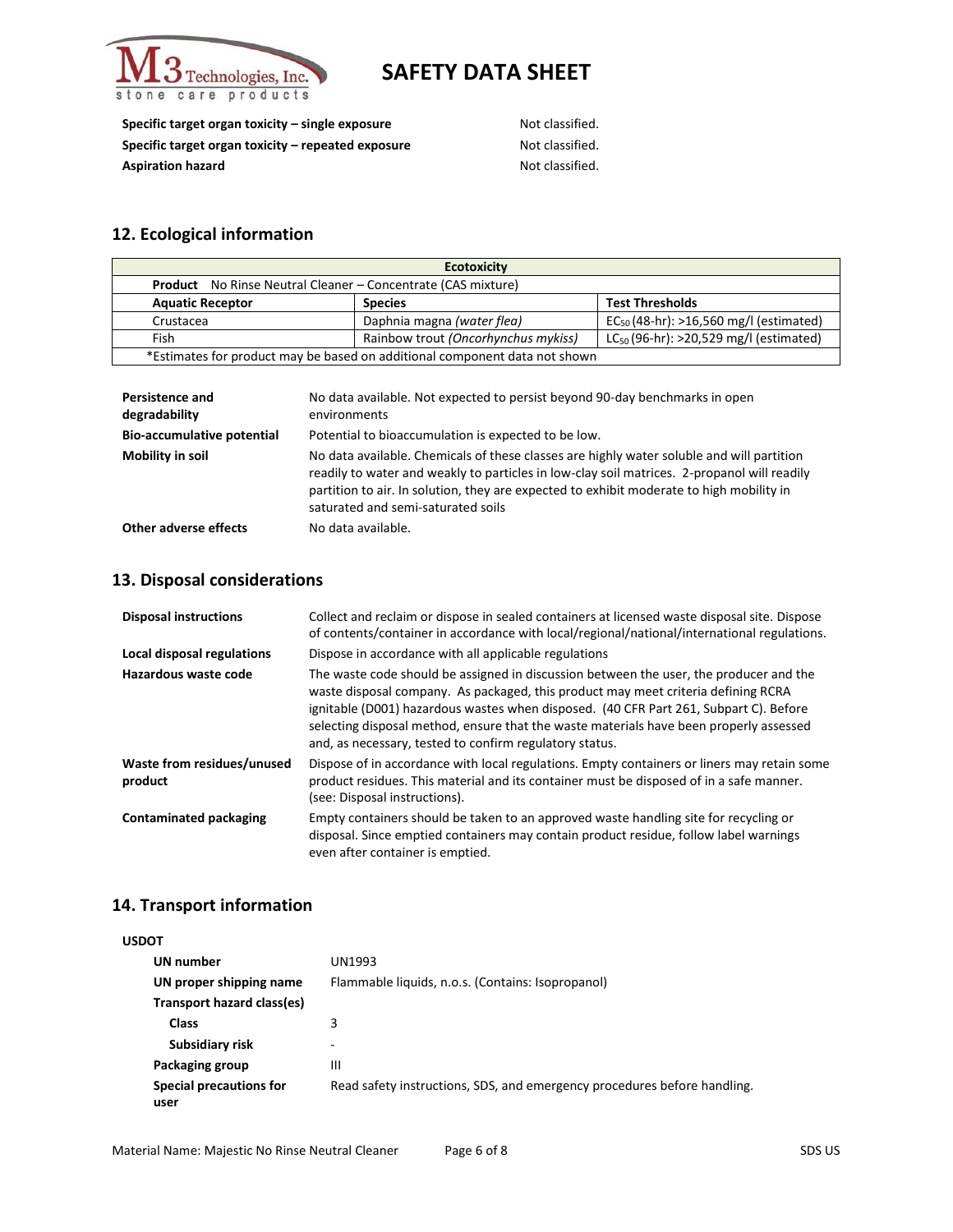| | |
|---|---|
| **Specific target organ toxicity – single exposure** | Not classified. |
| **Specific target organ toxicity – repeated exposure** | Not classified. |
| **Aspiration hazard** | Not classified. |

## 12. Ecological information

| Ecotoxicity | | |
|---|---|---|
| **Product** No Rinse Neutral Cleaner – Concentrate (CAS mixture) | | |
| **Aquatic Receptor** | **Species** | **Test Thresholds** |
| Crustacea | Daphnia magna *(water flea)* | $EC_{50}$ (48-hr): >16,560 mg/l (estimated) |
| Fish | Rainbow trout *(Oncorhynchus mykiss)* | $LC_{50}$ (96-hr): >20,529 mg/l (estimated) |
| *Estimates for product may be based on additional component data not shown | | |

| | |
|---|---|
| **Persistence and degradability** | No data available. Not expected to persist beyond 90-day benchmarks in open environments |
| **Bio-accumulative potential** | Potential to bioaccumulation is expected to be low. |
| **Mobility in soil** | No data available. Chemicals of these classes are highly water soluble and will partition readily to water and weakly to particles in low-clay soil matrices. 2-propanol will readily partition to air. In solution, they are expected to exhibit moderate to high mobility in saturated and semi-saturated soils |
| **Other adverse effects** | No data available. |

## 13. Disposal considerations

| | |
|---|---|
| **Disposal instructions** | Collect and reclaim or dispose in sealed containers at licensed waste disposal site. Dispose of contents/container in accordance with local/regional/national/international regulations. |
| **Local disposal regulations** | Dispose in accordance with all applicable regulations |
| **Hazardous waste code** | The waste code should be assigned in discussion between the user, the producer and the waste disposal company. As packaged, this product may meet criteria defining RCRA ignitable (D001) hazardous wastes when disposed. (40 CFR Part 261, Subpart C). Before selecting disposal method, ensure that the waste materials have been properly assessed and, as necessary, tested to confirm regulatory status. |
| **Waste from residues/unused product** | Dispose of in accordance with local regulations. Empty containers or liners may retain some product residues. This material and its container must be disposed of in a safe manner. (see: Disposal instructions). |
| **Contaminated packaging** | Empty containers should be taken to an approved waste handling site for recycling or disposal. Since emptied containers may contain product residue, follow label warnings even after container is emptied. |

## 14. Transport information

**USDOT**

| | |
|---|---|
| **UN number** | UN1993 |
| **UN proper shipping name** | Flammable liquids, n.o.s. (Contains: Isopropanol) |
| **Transport hazard class(es)** | |
| **Class** | 3 |
| **Subsidiary risk** | - |
| **Packaging group** | III |
| **Special precautions for user** | Read safety instructions, SDS, and emergency procedures before handling. |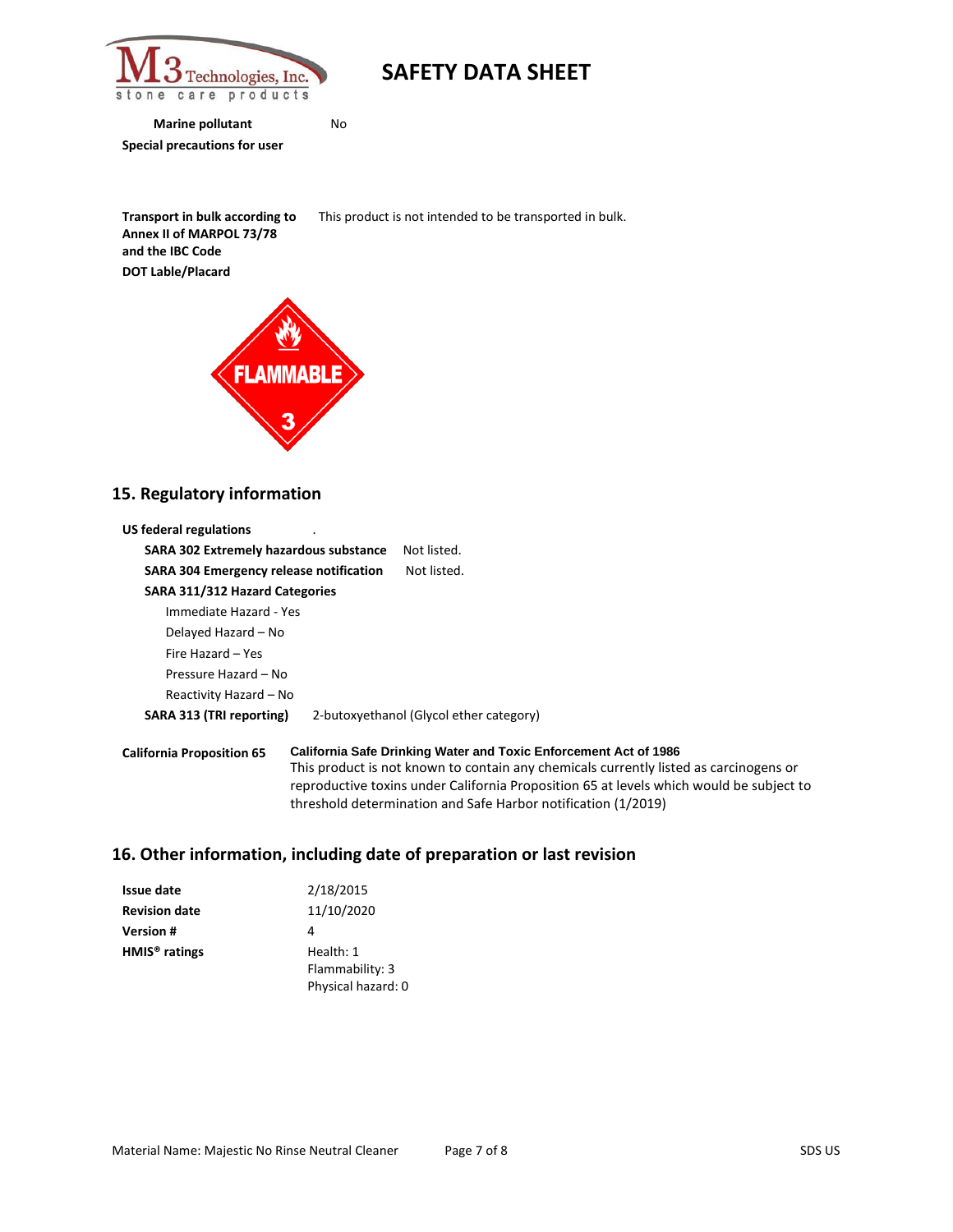**Marine pollutant** No

**Special precautions for user**

**Transport in bulk according to Annex II of MARPOL 73/78 and the IBC Code** This product is not intended to be transported in bulk.

**DOT Lable/Placard**

## 15. Regulatory information

**US federal regulations** .

**SARA 302 Extremely hazardous substance** Not listed.

**SARA 304 Emergency release notification** Not listed.

**SARA 311/312 Hazard Categories**

Immediate Hazard - Yes

Delayed Hazard – No

Fire Hazard – Yes

Pressure Hazard – No

Reactivity Hazard – No

**SARA 313 (TRI reporting)** 2-butoxyethanol (Glycol ether category)

**California Proposition 65** **California Safe Drinking Water and Toxic Enforcement Act of 1986**
This product is not known to contain any chemicals currently listed as carcinogens or reproductive toxins under California Proposition 65 at levels which would be subject to threshold determination and Safe Harbor notification (1/2019)

## 16. Other information, including date of preparation or last revision

**Issue date** 2/18/2015

**Revision date** 11/10/2020

**Version #** 4

**HMIS® ratings** Health: 1
Flammability: 3
Physical hazard: 0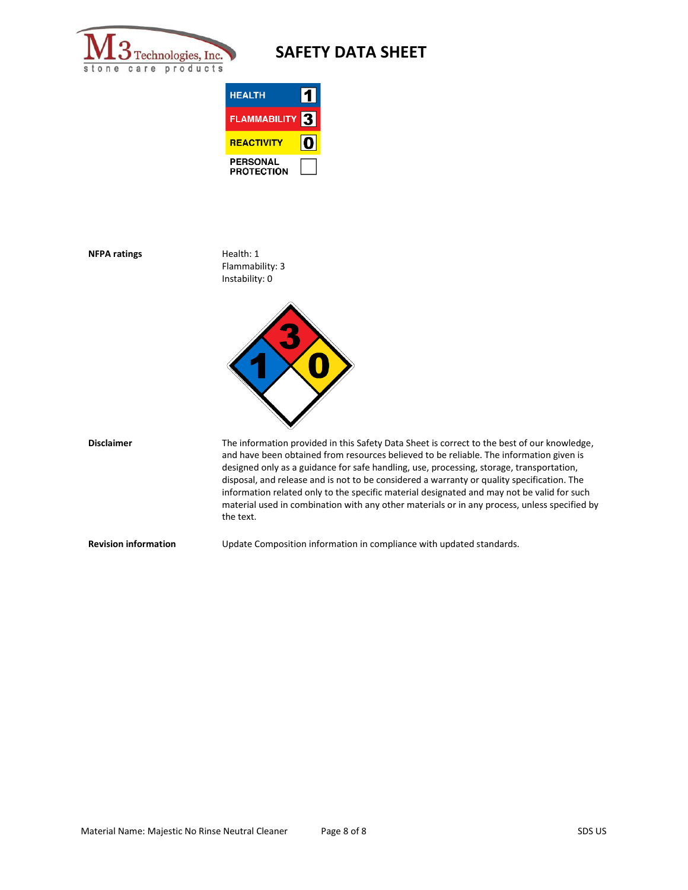# SAFETY DATA SHEET

| | |
|---|---|
| HEALTH | 1 |
| FLAMMABILITY | 3 |
| REACTIVITY | 0 |
| PERSONAL PROTECTION | |

**NFPA ratings**

Health: 1
Flammability: 3
Instability: 0

**Disclaimer**

The information provided in this Safety Data Sheet is correct to the best of our knowledge, and have been obtained from resources believed to be reliable. The information given is designed only as a guidance for safe handling, use, processing, storage, transportation, disposal, and release and is not to be considered a warranty or quality specification. The information related only to the specific material designated and may not be valid for such material used in combination with any other materials or in any process, unless specified by the text.

**Revision information**

Update Composition information in compliance with updated standards.